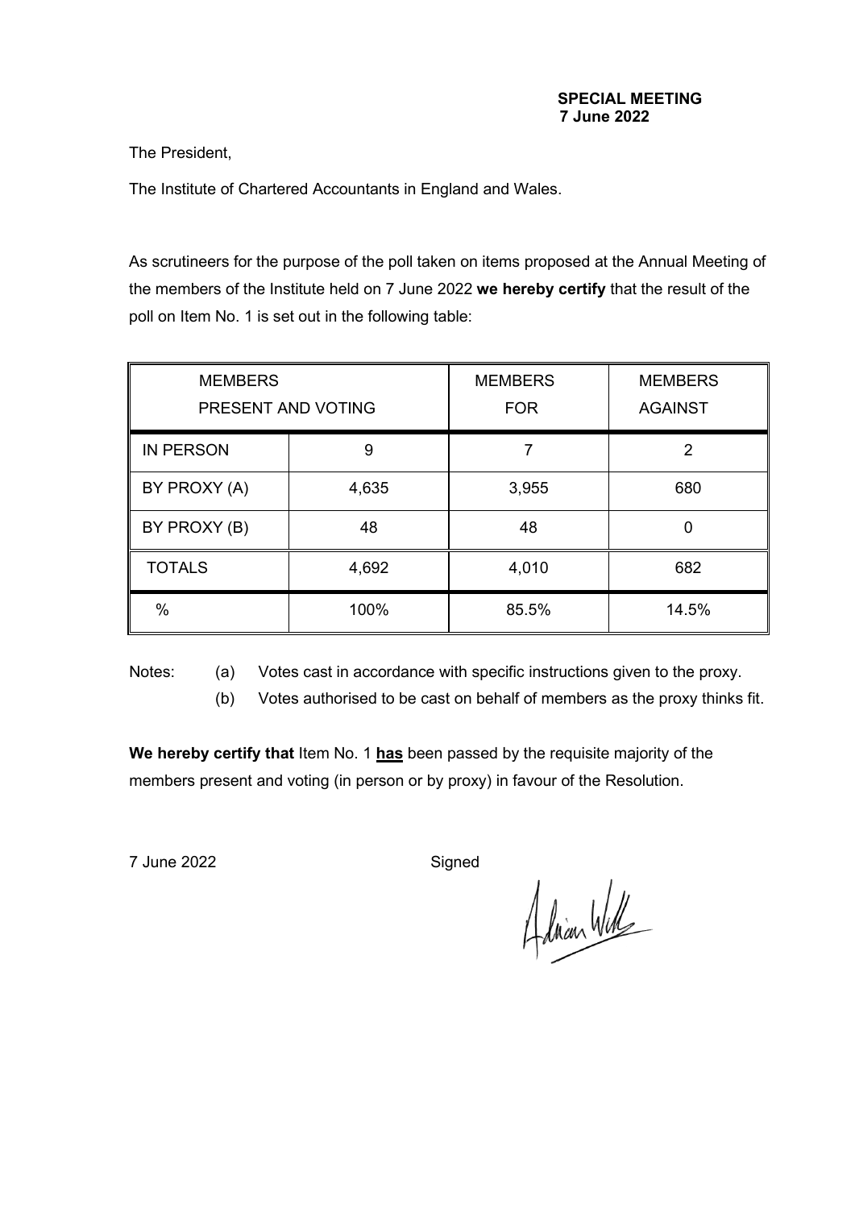**SPECIAL MEETING**
**7 June 2022**

The President,

The Institute of Chartered Accountants in England and Wales.

As scrutineers for the purpose of the poll taken on items proposed at the Annual Meeting of the members of the Institute held on 7 June 2022 **we hereby certify** that the result of the poll on Item No. 1 is set out in the following table:

| MEMBERS PRESENT AND VOTING | | MEMBERS FOR | MEMBERS AGAINST |
|---|---|---|---|
| IN PERSON | 9 | 7 | 2 |
| BY PROXY (A) | 4,635 | 3,955 | 680 |
| BY PROXY (B) | 48 | 48 | 0 |
| TOTALS | 4,692 | 4,010 | 682 |
| % | 100% | 85.5% | 14.5% |

Notes: (a) Votes cast in accordance with specific instructions given to the proxy.

(b) Votes authorised to be cast on behalf of members as the proxy thinks fit.

**We hereby certify that** Item No. 1 **has** been passed by the requisite majority of the members present and voting (in person or by proxy) in favour of the Resolution.

7 June 2022

Signed

Adrian Wills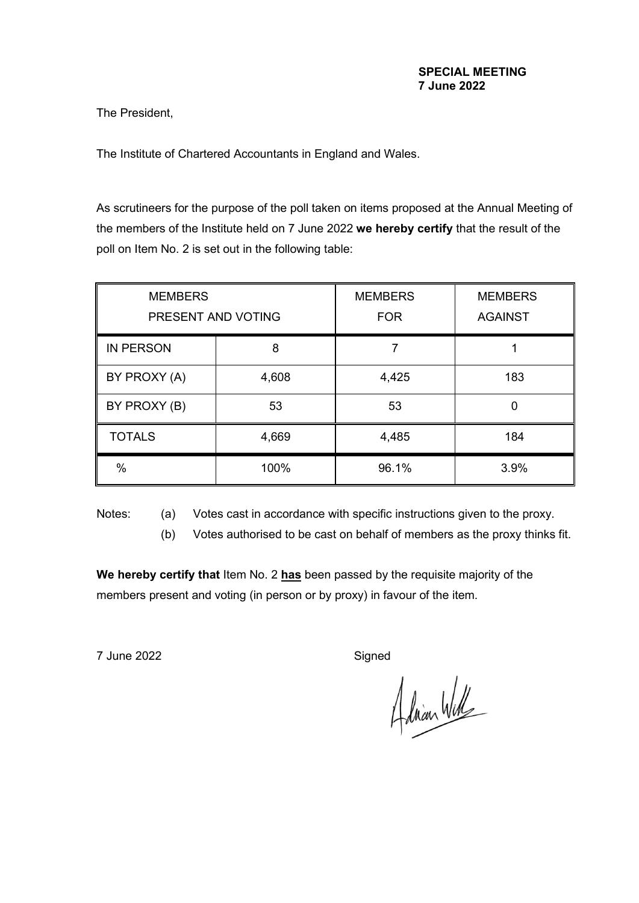**SPECIAL MEETING**
**7 June 2022**

The President,

The Institute of Chartered Accountants in England and Wales.

As scrutineers for the purpose of the poll taken on items proposed at the Annual Meeting of the members of the Institute held on 7 June 2022 **we hereby certify** that the result of the poll on Item No. 2 is set out in the following table:

| MEMBERS PRESENT AND VOTING | | MEMBERS FOR | MEMBERS AGAINST |
|---|---|---|---|
| IN PERSON | 8 | 7 | 1 |
| BY PROXY (A) | 4,608 | 4,425 | 183 |
| BY PROXY (B) | 53 | 53 | 0 |
| TOTALS | 4,669 | 4,485 | 184 |
| % | 100% | 96.1% | 3.9% |

Notes: (a) Votes cast in accordance with specific instructions given to the proxy.
(b) Votes authorised to be cast on behalf of members as the proxy thinks fit.

**We hereby certify that** Item No. 2 **has** been passed by the requisite majority of the members present and voting (in person or by proxy) in favour of the item.

7 June 2022

Signed

Adrian Wild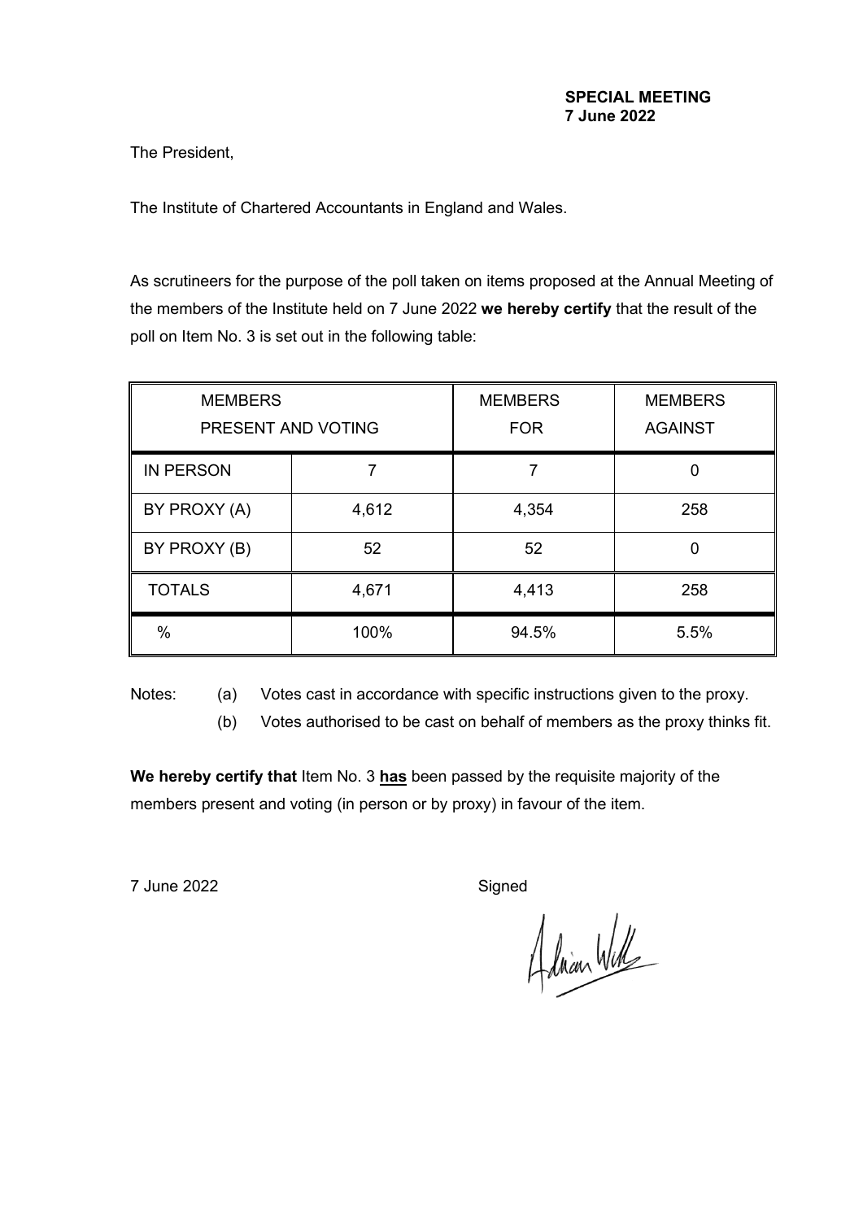**SPECIAL MEETING**
**7 June 2022**

The President,

The Institute of Chartered Accountants in England and Wales.

As scrutineers for the purpose of the poll taken on items proposed at the Annual Meeting of the members of the Institute held on 7 June 2022 **we hereby certify** that the result of the poll on Item No. 3 is set out in the following table:

| MEMBERS PRESENT AND VOTING | | MEMBERS FOR | MEMBERS AGAINST |
|---|---|---|---|
| IN PERSON | 7 | 7 | 0 |
| BY PROXY (A) | 4,612 | 4,354 | 258 |
| BY PROXY (B) | 52 | 52 | 0 |
| TOTALS | 4,671 | 4,413 | 258 |
| % | 100% | 94.5% | 5.5% |

Notes: (a) Votes cast in accordance with specific instructions given to the proxy.

(b) Votes authorised to be cast on behalf of members as the proxy thinks fit.

**We hereby certify that** Item No. 3 **has** been passed by the requisite majority of the members present and voting (in person or by proxy) in favour of the item.

7 June 2022

Signed

Adrian Wills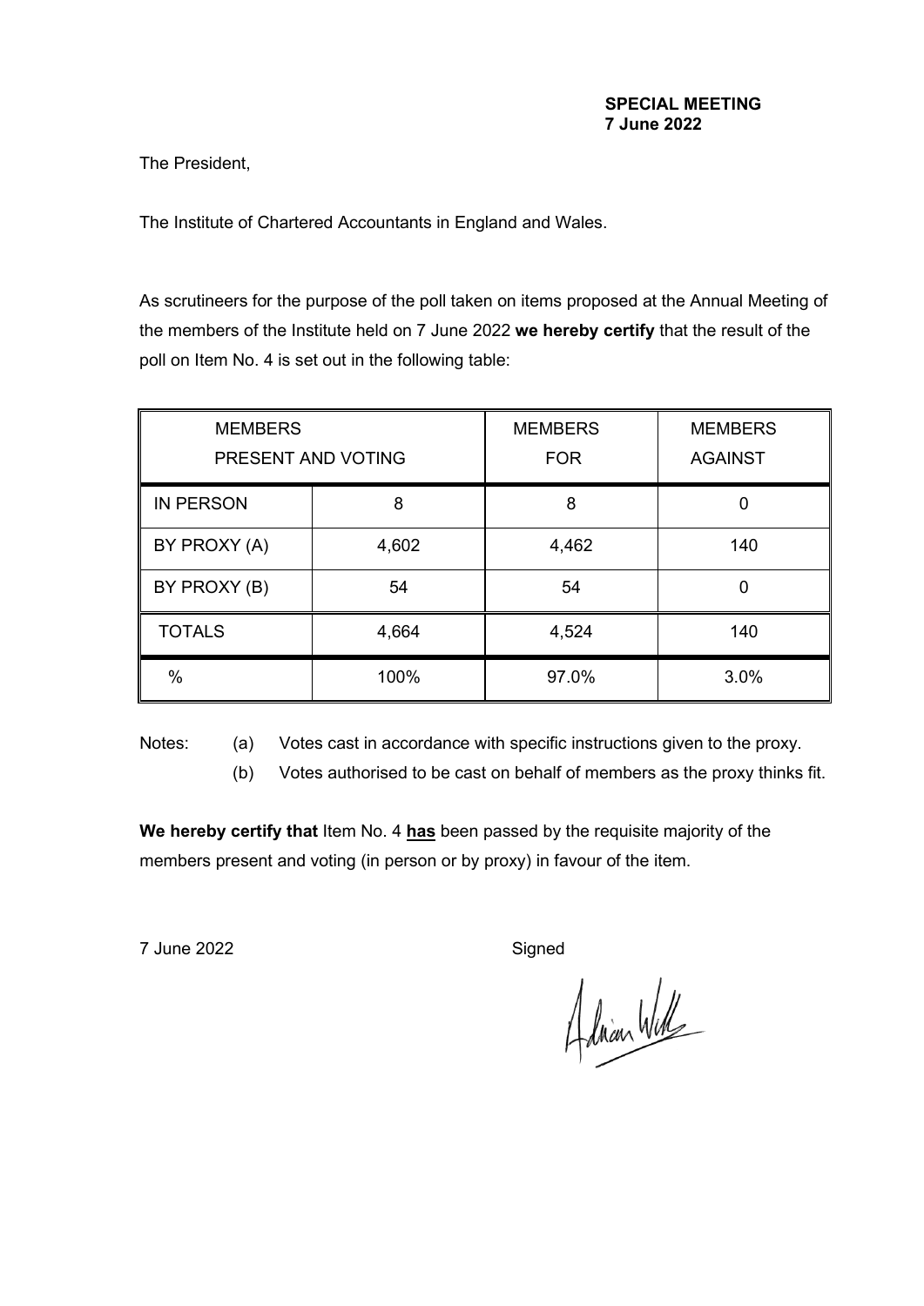**SPECIAL MEETING**
**7 June 2022**

The President,

The Institute of Chartered Accountants in England and Wales.

As scrutineers for the purpose of the poll taken on items proposed at the Annual Meeting of the members of the Institute held on 7 June 2022 **we hereby certify** that the result of the poll on Item No. 4 is set out in the following table:

| MEMBERS PRESENT AND VOTING | | MEMBERS FOR | MEMBERS AGAINST |
|---|---|---|---|
| IN PERSON | 8 | 8 | 0 |
| BY PROXY (A) | 4,602 | 4,462 | 140 |
| BY PROXY (B) | 54 | 54 | 0 |
| TOTALS | 4,664 | 4,524 | 140 |
| % | 100% | 97.0% | 3.0% |

Notes: (a) Votes cast in accordance with specific instructions given to the proxy.
(b) Votes authorised to be cast on behalf of members as the proxy thinks fit.

**We hereby certify that** Item No. 4 **has** been passed by the requisite majority of the members present and voting (in person or by proxy) in favour of the item.

7 June 2022

Signed

Adrian Wild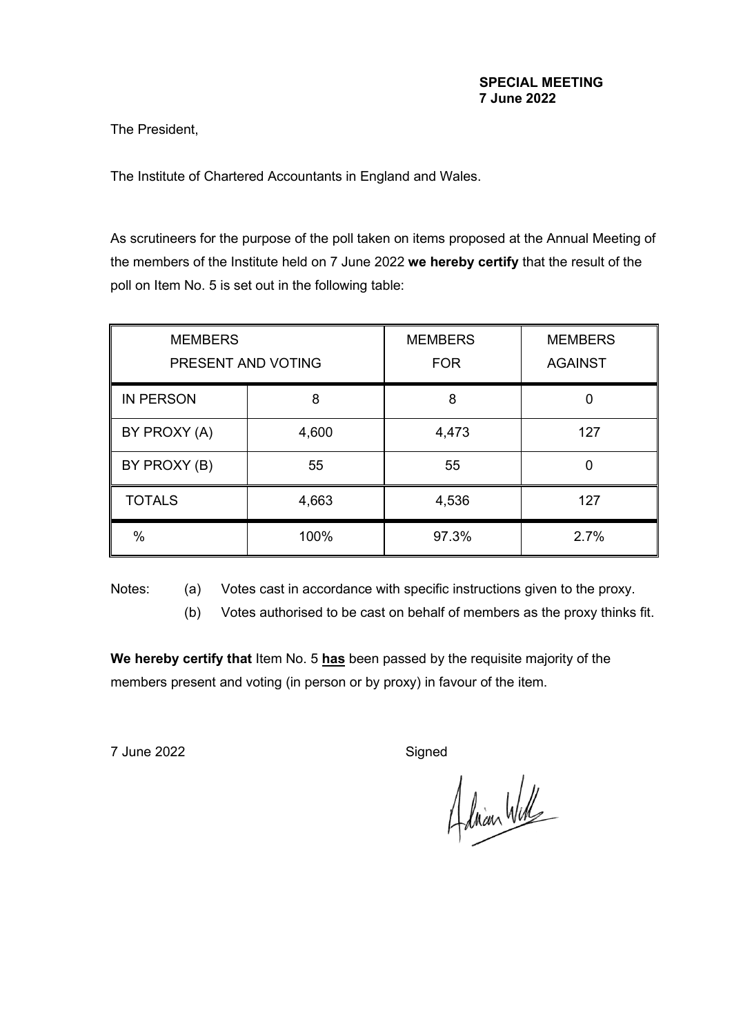**SPECIAL MEETING**
**7 June 2022**

The President,

The Institute of Chartered Accountants in England and Wales.

As scrutineers for the purpose of the poll taken on items proposed at the Annual Meeting of the members of the Institute held on 7 June 2022 **we hereby certify** that the result of the poll on Item No. 5 is set out in the following table:

| MEMBERS PRESENT AND VOTING | | MEMBERS FOR | MEMBERS AGAINST |
|---|---|---|---|
| IN PERSON | 8 | 8 | 0 |
| BY PROXY (A) | 4,600 | 4,473 | 127 |
| BY PROXY (B) | 55 | 55 | 0 |
| TOTALS | 4,663 | 4,536 | 127 |
| % | 100% | 97.3% | 2.7% |

Notes: (a) Votes cast in accordance with specific instructions given to the proxy.
(b) Votes authorised to be cast on behalf of members as the proxy thinks fit.

**We hereby certify that** Item No. 5 **has** been passed by the requisite majority of the members present and voting (in person or by proxy) in favour of the item.

7 June 2022

Signed

Adrian Wills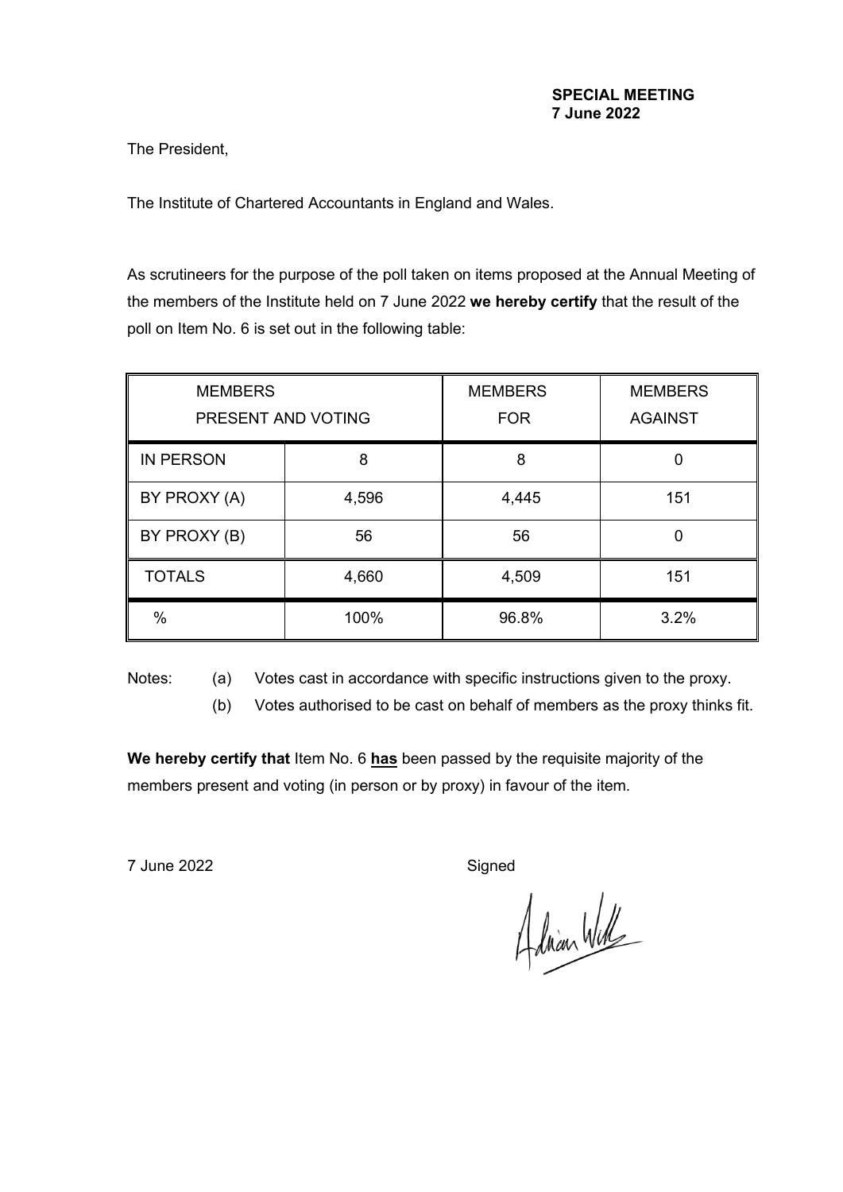**SPECIAL MEETING**
**7 June 2022**

The President,

The Institute of Chartered Accountants in England and Wales.

As scrutineers for the purpose of the poll taken on items proposed at the Annual Meeting of the members of the Institute held on 7 June 2022 **we hereby certify** that the result of the poll on Item No. 6 is set out in the following table:

| MEMBERS PRESENT AND VOTING | | MEMBERS FOR | MEMBERS AGAINST |
|---|---|---|---|
| IN PERSON | 8 | 8 | 0 |
| BY PROXY (A) | 4,596 | 4,445 | 151 |
| BY PROXY (B) | 56 | 56 | 0 |
| TOTALS | 4,660 | 4,509 | 151 |
| % | 100% | 96.8% | 3.2% |

Notes: (a) Votes cast in accordance with specific instructions given to the proxy.
(b) Votes authorised to be cast on behalf of members as the proxy thinks fit.

**We hereby certify that** Item No. 6 **has** been passed by the requisite majority of the members present and voting (in person or by proxy) in favour of the item.

7 June 2022

Signed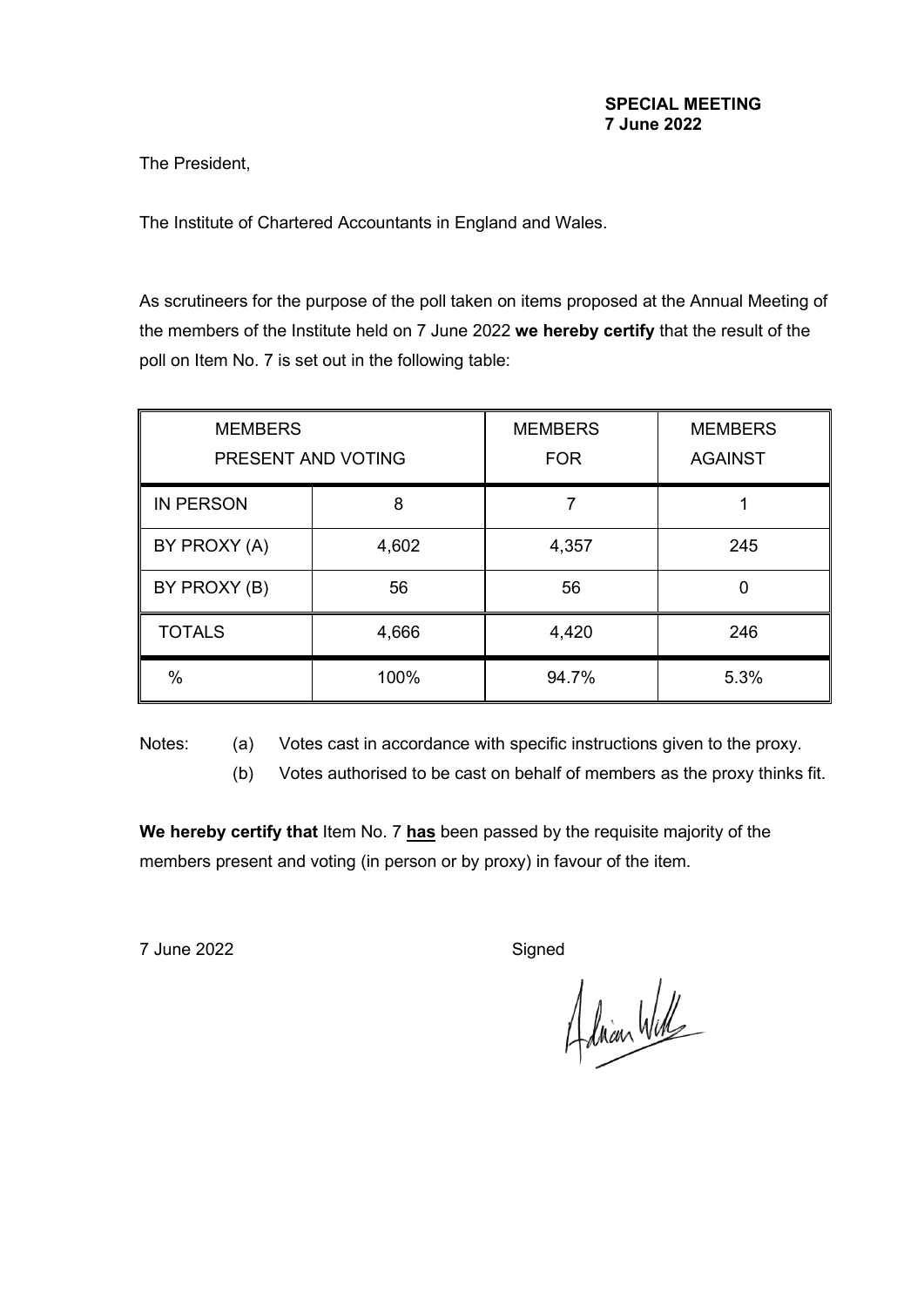**SPECIAL MEETING**
**7 June 2022**

The President,

The Institute of Chartered Accountants in England and Wales.

As scrutineers for the purpose of the poll taken on items proposed at the Annual Meeting of the members of the Institute held on 7 June 2022 **we hereby certify** that the result of the poll on Item No. 7 is set out in the following table:

| MEMBERS PRESENT AND VOTING | | MEMBERS FOR | MEMBERS AGAINST |
|---|---|---|---|
| IN PERSON | 8 | 7 | 1 |
| BY PROXY (A) | 4,602 | 4,357 | 245 |
| BY PROXY (B) | 56 | 56 | 0 |
| TOTALS | 4,666 | 4,420 | 246 |
| % | 100% | 94.7% | 5.3% |

Notes: (a) Votes cast in accordance with specific instructions given to the proxy.
(b) Votes authorised to be cast on behalf of members as the proxy thinks fit.

**We hereby certify that** Item No. 7 **has** been passed by the requisite majority of the members present and voting (in person or by proxy) in favour of the item.

7 June 2022

Signed

Adrian Wild